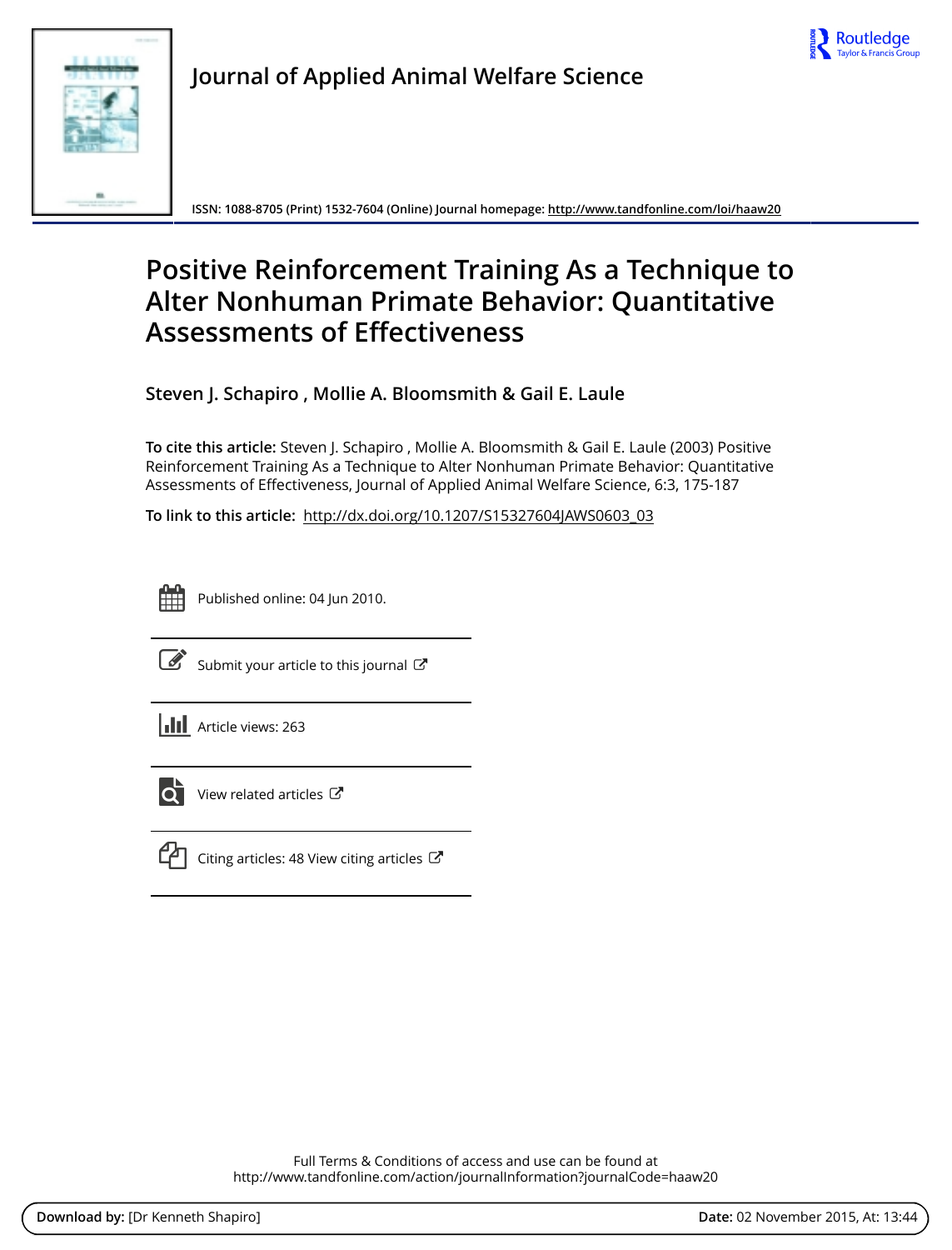Journal of Applied Animal Welfare Science

ISSN: 1088-8705 (Print) 1532-7604 (Online) Journal homepage: http://www.tandfonline.com/loi/haaw20

# Positive Reinforcement Training As a Technique to Alter Nonhuman Primate Behavior: Quantitative Assessments of Effectiveness

**Steven J. Schapiro , Mollie A. Bloomsmith & Gail E. Laule**

**To cite this article:** Steven J. Schapiro , Mollie A. Bloomsmith & Gail E. Laule (2003) Positive Reinforcement Training As a Technique to Alter Nonhuman Primate Behavior: Quantitative Assessments of Effectiveness, Journal of Applied Animal Welfare Science, 6:3, 175-187

**To link to this article:** http://dx.doi.org/10.1207/S15327604JAWS0603_03

Published online: 04 Jun 2010.

Submit your article to this journal

Article views: 263

View related articles

Citing articles: 48 View citing articles

Full Terms & Conditions of access and use can be found at
http://www.tandfonline.com/action/journalInformation?journalCode=haaw20

**Download by:** [Dr Kenneth Shapiro] **Date:** 02 November 2015, At: 13:44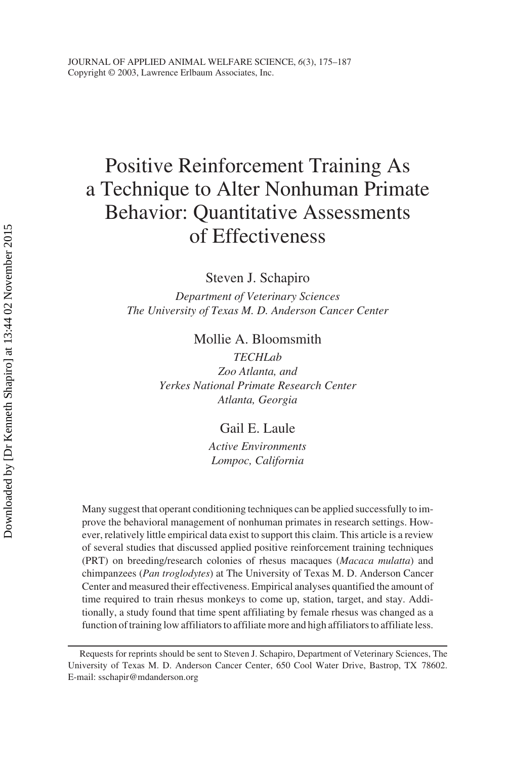# Positive Reinforcement Training As a Technique to Alter Nonhuman Primate Behavior: Quantitative Assessments of Effectiveness

Steven J. Schapiro

*Department of Veterinary Sciences*
*The University of Texas M. D. Anderson Cancer Center*

Mollie A. Bloomsmith

*TECHLab*
*Zoo Atlanta, and*
*Yerkes National Primate Research Center*
*Atlanta, Georgia*

Gail E. Laule

*Active Environments*
*Lompoc, California*

Many suggest that operant conditioning techniques can be applied successfully to improve the behavioral management of nonhuman primates in research settings. However, relatively little empirical data exist to support this claim. This article is a review of several studies that discussed applied positive reinforcement training techniques (PRT) on breeding/research colonies of rhesus macaques (*Macaca mulatta*) and chimpanzees (*Pan troglodytes*) at The University of Texas M. D. Anderson Cancer Center and measured their effectiveness. Empirical analyses quantified the amount of time required to train rhesus monkeys to come up, station, target, and stay. Additionally, a study found that time spent affiliating by female rhesus was changed as a function of training low affiliators to affiliate more and high affiliators to affiliate less.

Requests for reprints should be sent to Steven J. Schapiro, Department of Veterinary Sciences, The University of Texas M. D. Anderson Cancer Center, 650 Cool Water Drive, Bastrop, TX 78602. E-mail: sschapir@mdanderson.org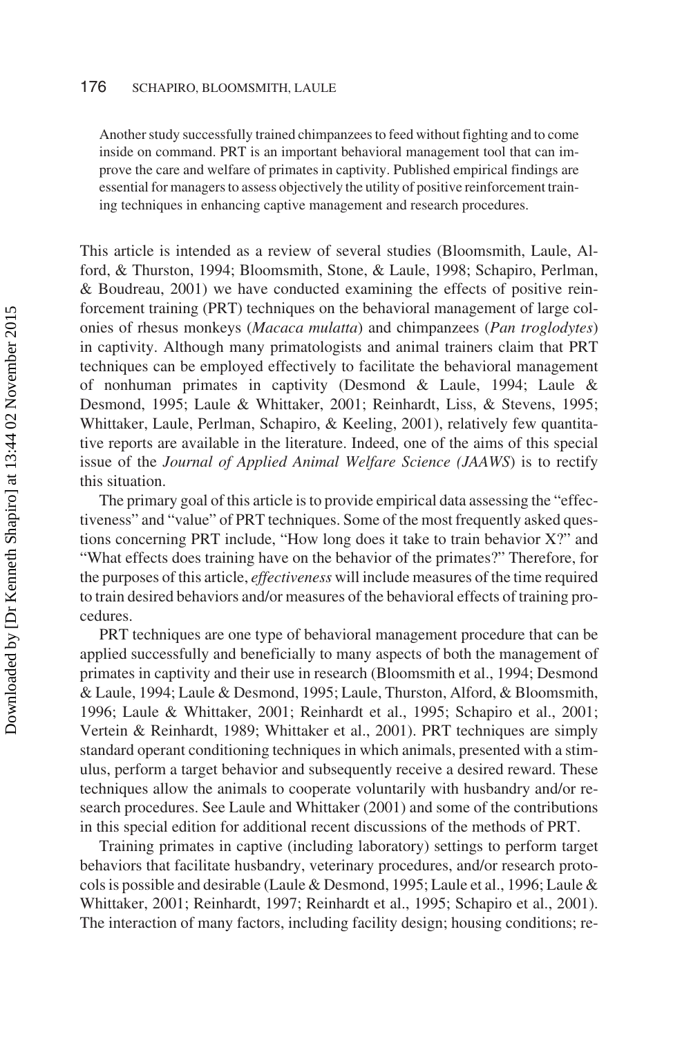Another study successfully trained chimpanzees to feed without fighting and to come inside on command. PRT is an important behavioral management tool that can improve the care and welfare of primates in captivity. Published empirical findings are essential for managers to assess objectively the utility of positive reinforcement training techniques in enhancing captive management and research procedures.

This article is intended as a review of several studies (Bloomsmith, Laule, Alford, & Thurston, 1994; Bloomsmith, Stone, & Laule, 1998; Schapiro, Perlman, & Boudreau, 2001) we have conducted examining the effects of positive reinforcement training (PRT) techniques on the behavioral management of large colonies of rhesus monkeys (*Macaca mulatta*) and chimpanzees (*Pan troglodytes*) in captivity. Although many primatologists and animal trainers claim that PRT techniques can be employed effectively to facilitate the behavioral management of nonhuman primates in captivity (Desmond & Laule, 1994; Laule & Desmond, 1995; Laule & Whittaker, 2001; Reinhardt, Liss, & Stevens, 1995; Whittaker, Laule, Perlman, Schapiro, & Keeling, 2001), relatively few quantitative reports are available in the literature. Indeed, one of the aims of this special issue of the *Journal of Applied Animal Welfare Science (JAAWS)* is to rectify this situation.

The primary goal of this article is to provide empirical data assessing the "effectiveness" and "value" of PRT techniques. Some of the most frequently asked questions concerning PRT include, "How long does it take to train behavior X?" and "What effects does training have on the behavior of the primates?" Therefore, for the purposes of this article, *effectiveness* will include measures of the time required to train desired behaviors and/or measures of the behavioral effects of training procedures.

PRT techniques are one type of behavioral management procedure that can be applied successfully and beneficially to many aspects of both the management of primates in captivity and their use in research (Bloomsmith et al., 1994; Desmond & Laule, 1994; Laule & Desmond, 1995; Laule, Thurston, Alford, & Bloomsmith, 1996; Laule & Whittaker, 2001; Reinhardt et al., 1995; Schapiro et al., 2001; Vertein & Reinhardt, 1989; Whittaker et al., 2001). PRT techniques are simply standard operant conditioning techniques in which animals, presented with a stimulus, perform a target behavior and subsequently receive a desired reward. These techniques allow the animals to cooperate voluntarily with husbandry and/or research procedures. See Laule and Whittaker (2001) and some of the contributions in this special edition for additional recent discussions of the methods of PRT.

Training primates in captive (including laboratory) settings to perform target behaviors that facilitate husbandry, veterinary procedures, and/or research protocols is possible and desirable (Laule & Desmond, 1995; Laule et al., 1996; Laule & Whittaker, 2001; Reinhardt, 1997; Reinhardt et al., 1995; Schapiro et al., 2001). The interaction of many factors, including facility design; housing conditions; re-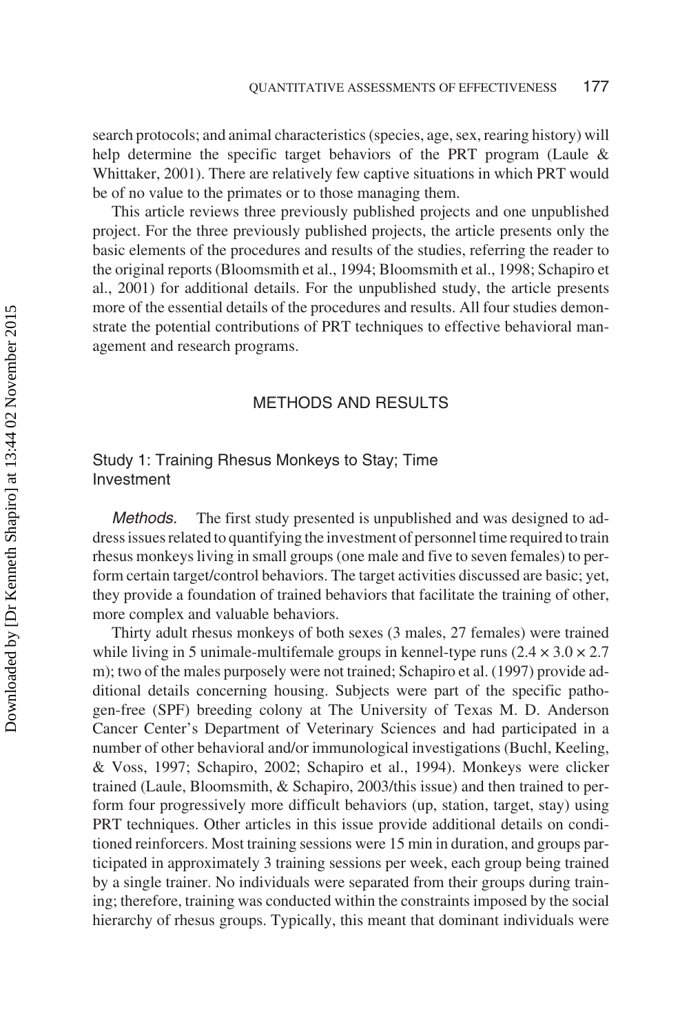search protocols; and animal characteristics (species, age, sex, rearing history) will help determine the specific target behaviors of the PRT program (Laule & Whittaker, 2001). There are relatively few captive situations in which PRT would be of no value to the primates or to those managing them.

This article reviews three previously published projects and one unpublished project. For the three previously published projects, the article presents only the basic elements of the procedures and results of the studies, referring the reader to the original reports (Bloomsmith et al., 1994; Bloomsmith et al., 1998; Schapiro et al., 2001) for additional details. For the unpublished study, the article presents more of the essential details of the procedures and results. All four studies demonstrate the potential contributions of PRT techniques to effective behavioral management and research programs.

## METHODS AND RESULTS

### Study 1: Training Rhesus Monkeys to Stay; Time Investment

*Methods.* The first study presented is unpublished and was designed to address issues related to quantifying the investment of personnel time required to train rhesus monkeys living in small groups (one male and five to seven females) to perform certain target/control behaviors. The target activities discussed are basic; yet, they provide a foundation of trained behaviors that facilitate the training of other, more complex and valuable behaviors.

Thirty adult rhesus monkeys of both sexes (3 males, 27 females) were trained while living in 5 unimale-multifemale groups in kennel-type runs (2.4 × 3.0 × 2.7 m); two of the males purposely were not trained; Schapiro et al. (1997) provide additional details concerning housing. Subjects were part of the specific pathogen-free (SPF) breeding colony at The University of Texas M. D. Anderson Cancer Center's Department of Veterinary Sciences and had participated in a number of other behavioral and/or immunological investigations (Buchl, Keeling, & Voss, 1997; Schapiro, 2002; Schapiro et al., 1994). Monkeys were clicker trained (Laule, Bloomsmith, & Schapiro, 2003/this issue) and then trained to perform four progressively more difficult behaviors (up, station, target, stay) using PRT techniques. Other articles in this issue provide additional details on conditioned reinforcers. Most training sessions were 15 min in duration, and groups participated in approximately 3 training sessions per week, each group being trained by a single trainer. No individuals were separated from their groups during training; therefore, training was conducted within the constraints imposed by the social hierarchy of rhesus groups. Typically, this meant that dominant individuals were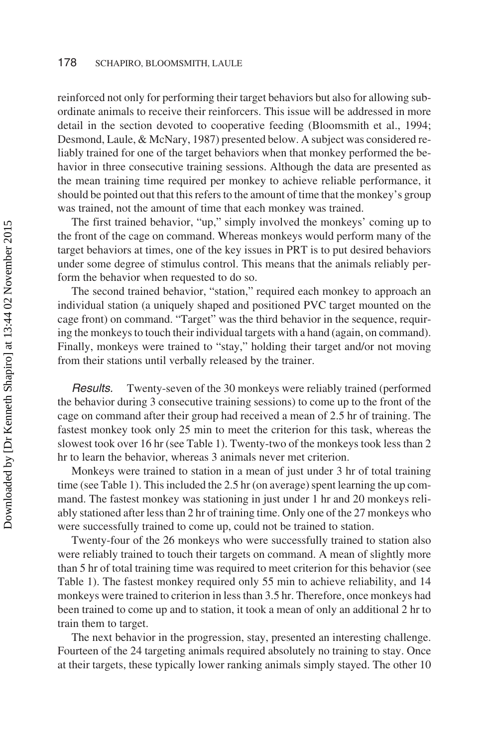reinforced not only for performing their target behaviors but also for allowing subordinate animals to receive their reinforcers. This issue will be addressed in more detail in the section devoted to cooperative feeding (Bloomsmith et al., 1994; Desmond, Laule, & McNary, 1987) presented below. A subject was considered reliably trained for one of the target behaviors when that monkey performed the behavior in three consecutive training sessions. Although the data are presented as the mean training time required per monkey to achieve reliable performance, it should be pointed out that this refers to the amount of time that the monkey's group was trained, not the amount of time that each monkey was trained.

The first trained behavior, "up," simply involved the monkeys' coming up to the front of the cage on command. Whereas monkeys would perform many of the target behaviors at times, one of the key issues in PRT is to put desired behaviors under some degree of stimulus control. This means that the animals reliably perform the behavior when requested to do so.

The second trained behavior, "station," required each monkey to approach an individual station (a uniquely shaped and positioned PVC target mounted on the cage front) on command. "Target" was the third behavior in the sequence, requiring the monkeys to touch their individual targets with a hand (again, on command). Finally, monkeys were trained to "stay," holding their target and/or not moving from their stations until verbally released by the trainer.

*Results.* Twenty-seven of the 30 monkeys were reliably trained (performed the behavior during 3 consecutive training sessions) to come up to the front of the cage on command after their group had received a mean of 2.5 hr of training. The fastest monkey took only 25 min to meet the criterion for this task, whereas the slowest took over 16 hr (see Table 1). Twenty-two of the monkeys took less than 2 hr to learn the behavior, whereas 3 animals never met criterion.

Monkeys were trained to station in a mean of just under 3 hr of total training time (see Table 1). This included the 2.5 hr (on average) spent learning the up command. The fastest monkey was stationing in just under 1 hr and 20 monkeys reliably stationed after less than 2 hr of training time. Only one of the 27 monkeys who were successfully trained to come up, could not be trained to station.

Twenty-four of the 26 monkeys who were successfully trained to station also were reliably trained to touch their targets on command. A mean of slightly more than 5 hr of total training time was required to meet criterion for this behavior (see Table 1). The fastest monkey required only 55 min to achieve reliability, and 14 monkeys were trained to criterion in less than 3.5 hr. Therefore, once monkeys had been trained to come up and to station, it took a mean of only an additional 2 hr to train them to target.

The next behavior in the progression, stay, presented an interesting challenge. Fourteen of the 24 targeting animals required absolutely no training to stay. Once at their targets, these typically lower ranking animals simply stayed. The other 10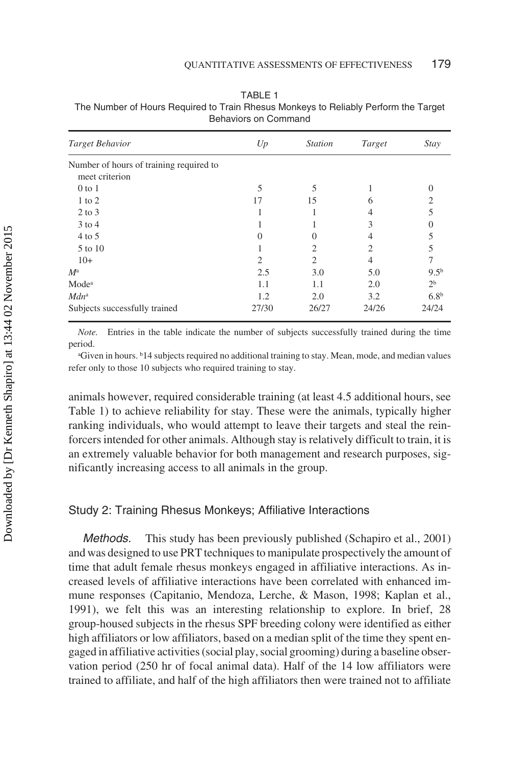TABLE 1
The Number of Hours Required to Train Rhesus Monkeys to Reliably Perform the Target Behaviors on Command

| *Target Behavior* | *Up* | *Station* | *Target* | *Stay* |
|---|---|---|---|---|
| Number of hours of training required to meet criterion | | | | |
| 0 to 1 | 5 | 5 | 1 | 0 |
| 1 to 2 | 17 | 15 | 6 | 2 |
| 2 to 3 | 1 | 1 | 4 | 5 |
| 3 to 4 | 1 | 1 | 3 | 0 |
| 4 to 5 | 0 | 0 | 4 | 5 |
| 5 to 10 | 1 | 2 | 2 | 5 |
| 10+ | 2 | 2 | 4 | 7 |
| *M*[a] | 2.5 | 3.0 | 5.0 | 9.5[b] |
| Mode[a] | 1.1 | 1.1 | 2.0 | 2[b] |
| *Mdn*[a] | 1.2 | 2.0 | 3.2 | 6.8[b] |
| Subjects successfully trained | 27/30 | 26/27 | 24/26 | 24/24 |

*Note.* Entries in the table indicate the number of subjects successfully trained during the time period.

[a]Given in hours. [b]14 subjects required no additional training to stay. Mean, mode, and median values refer only to those 10 subjects who required training to stay.

animals however, required considerable training (at least 4.5 additional hours, see Table 1) to achieve reliability for stay. These were the animals, typically higher ranking individuals, who would attempt to leave their targets and steal the reinforcers intended for other animals. Although stay is relatively difficult to train, it is an extremely valuable behavior for both management and research purposes, significantly increasing access to all animals in the group.

### Study 2: Training Rhesus Monkeys; Affiliative Interactions

*Methods.* This study has been previously published (Schapiro et al., 2001) and was designed to use PRT techniques to manipulate prospectively the amount of time that adult female rhesus monkeys engaged in affiliative interactions. As increased levels of affiliative interactions have been correlated with enhanced immune responses (Capitanio, Mendoza, Lerche, & Mason, 1998; Kaplan et al., 1991), we felt this was an interesting relationship to explore. In brief, 28 group-housed subjects in the rhesus SPF breeding colony were identified as either high affiliators or low affiliators, based on a median split of the time they spent engaged in affiliative activities (social play, social grooming) during a baseline observation period (250 hr of focal animal data). Half of the 14 low affiliators were trained to affiliate, and half of the high affiliators then were trained not to affiliate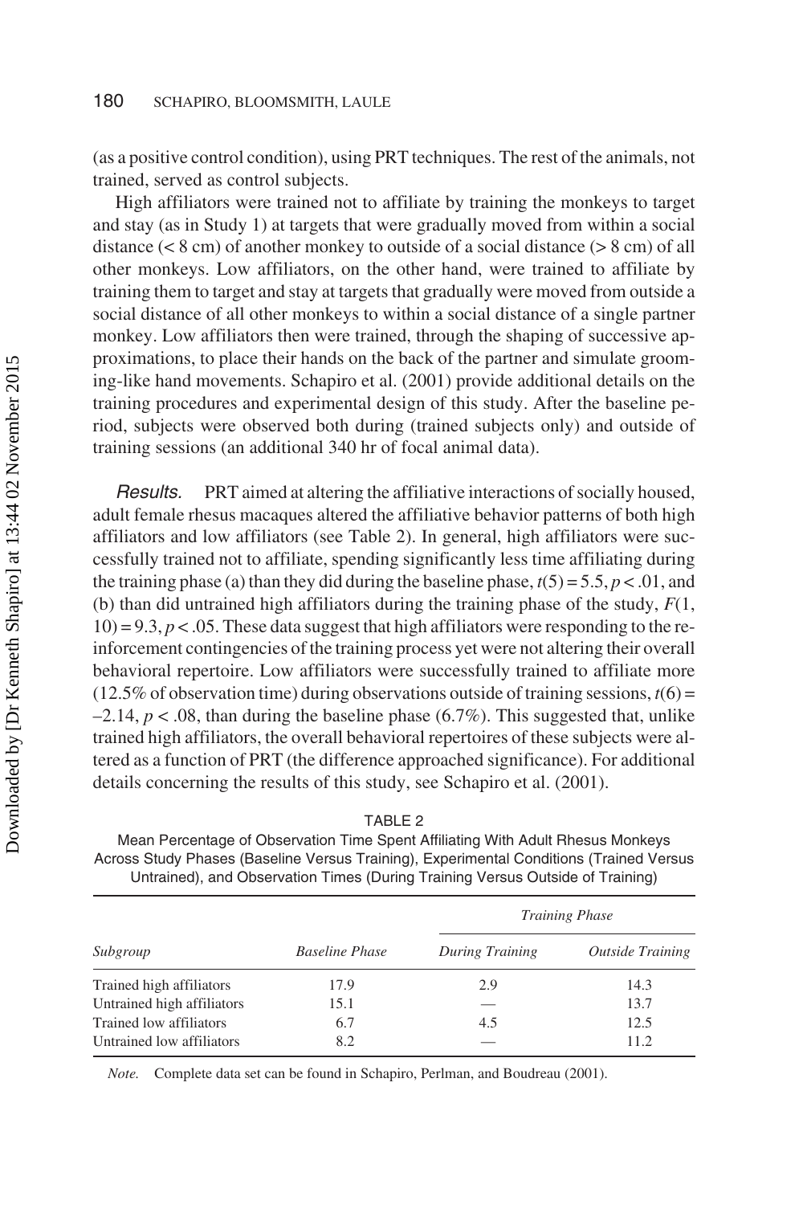(as a positive control condition), using PRT techniques. The rest of the animals, not trained, served as control subjects.

High affiliators were trained not to affiliate by training the monkeys to target and stay (as in Study 1) at targets that were gradually moved from within a social distance (< 8 cm) of another monkey to outside of a social distance (> 8 cm) of all other monkeys. Low affiliators, on the other hand, were trained to affiliate by training them to target and stay at targets that gradually were moved from outside a social distance of all other monkeys to within a social distance of a single partner monkey. Low affiliators then were trained, through the shaping of successive approximations, to place their hands on the back of the partner and simulate grooming-like hand movements. Schapiro et al. (2001) provide additional details on the training procedures and experimental design of this study. After the baseline period, subjects were observed both during (trained subjects only) and outside of training sessions (an additional 340 hr of focal animal data).

*Results.* PRT aimed at altering the affiliative interactions of socially housed, adult female rhesus macaques altered the affiliative behavior patterns of both high affiliators and low affiliators (see Table 2). In general, high affiliators were successfully trained not to affiliate, spending significantly less time affiliating during the training phase (a) than they did during the baseline phase, $t(5) = 5.5$, $p < .01$, and (b) than did untrained high affiliators during the training phase of the study, $F(1, 10) = 9.3$, $p < .05$. These data suggest that high affiliators were responding to the reinforcement contingencies of the training process yet were not altering their overall behavioral repertoire. Low affiliators were successfully trained to affiliate more (12.5% of observation time) during observations outside of training sessions, $t(6) = -2.14$, $p < .08$, than during the baseline phase (6.7%). This suggested that, unlike trained high affiliators, the overall behavioral repertoires of these subjects were altered as a function of PRT (the difference approached significance). For additional details concerning the results of this study, see Schapiro et al. (2001).

TABLE 2
Mean Percentage of Observation Time Spent Affiliating With Adult Rhesus Monkeys Across Study Phases (Baseline Versus Training), Experimental Conditions (Trained Versus Untrained), and Observation Times (During Training Versus Outside of Training)

| | | *Training Phase* | |
|---|---|---|---|
| *Subgroup* | *Baseline Phase* | *During Training* | *Outside Training* |
| Trained high affiliators | 17.9 | 2.9 | 14.3 |
| Untrained high affiliators | 15.1 | — | 13.7 |
| Trained low affiliators | 6.7 | 4.5 | 12.5 |
| Untrained low affiliators | 8.2 | — | 11.2 |

*Note.* Complete data set can be found in Schapiro, Perlman, and Boudreau (2001).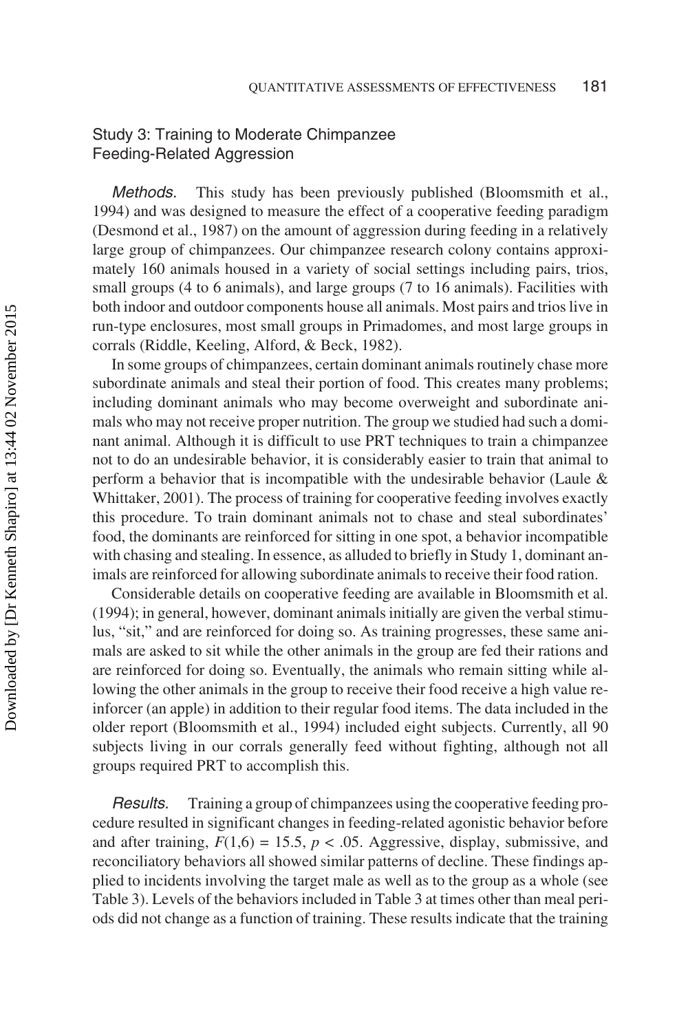## Study 3: Training to Moderate Chimpanzee Feeding-Related Aggression

*Methods.* This study has been previously published (Bloomsmith et al., 1994) and was designed to measure the effect of a cooperative feeding paradigm (Desmond et al., 1987) on the amount of aggression during feeding in a relatively large group of chimpanzees. Our chimpanzee research colony contains approximately 160 animals housed in a variety of social settings including pairs, trios, small groups (4 to 6 animals), and large groups (7 to 16 animals). Facilities with both indoor and outdoor components house all animals. Most pairs and trios live in run-type enclosures, most small groups in Primadomes, and most large groups in corrals (Riddle, Keeling, Alford, & Beck, 1982).

In some groups of chimpanzees, certain dominant animals routinely chase more subordinate animals and steal their portion of food. This creates many problems; including dominant animals who may become overweight and subordinate animals who may not receive proper nutrition. The group we studied had such a dominant animal. Although it is difficult to use PRT techniques to train a chimpanzee not to do an undesirable behavior, it is considerably easier to train that animal to perform a behavior that is incompatible with the undesirable behavior (Laule & Whittaker, 2001). The process of training for cooperative feeding involves exactly this procedure. To train dominant animals not to chase and steal subordinates' food, the dominants are reinforced for sitting in one spot, a behavior incompatible with chasing and stealing. In essence, as alluded to briefly in Study 1, dominant animals are reinforced for allowing subordinate animals to receive their food ration.

Considerable details on cooperative feeding are available in Bloomsmith et al. (1994); in general, however, dominant animals initially are given the verbal stimulus, "sit," and are reinforced for doing so. As training progresses, these same animals are asked to sit while the other animals in the group are fed their rations and are reinforced for doing so. Eventually, the animals who remain sitting while allowing the other animals in the group to receive their food receive a high value reinforcer (an apple) in addition to their regular food items. The data included in the older report (Bloomsmith et al., 1994) included eight subjects. Currently, all 90 subjects living in our corrals generally feed without fighting, although not all groups required PRT to accomplish this.

*Results.* Training a group of chimpanzees using the cooperative feeding procedure resulted in significant changes in feeding-related agonistic behavior before and after training, $F(1,6) = 15.5$, $p < .05$. Aggressive, display, submissive, and reconciliatory behaviors all showed similar patterns of decline. These findings applied to incidents involving the target male as well as to the group as a whole (see Table 3). Levels of the behaviors included in Table 3 at times other than meal periods did not change as a function of training. These results indicate that the training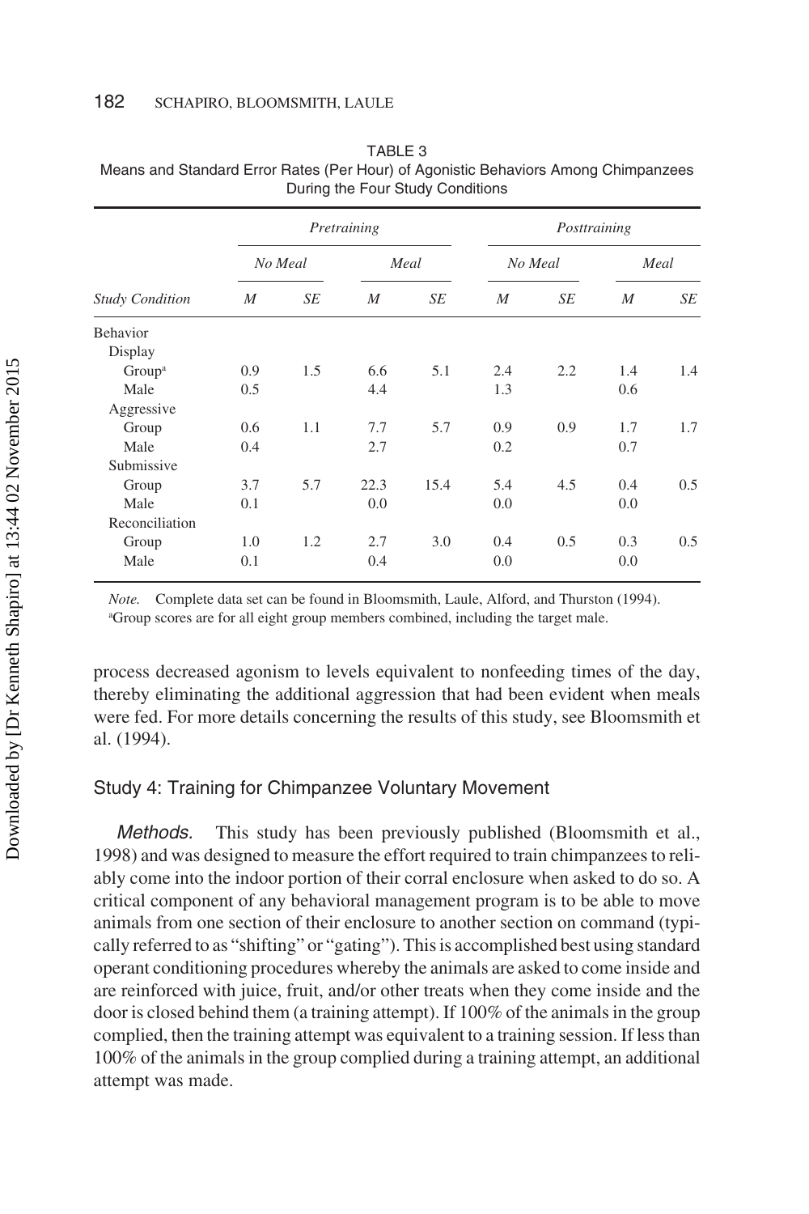TABLE 3
Means and Standard Error Rates (Per Hour) of Agonistic Behaviors Among Chimpanzees During the Four Study Conditions

| | Pretraining | | | | Posttraining | | | |
|---|---|---|---|---|---|---|---|---|
| | No Meal | | Meal | | No Meal | | Meal | |
| *Study Condition* | *M* | *SE* | *M* | *SE* | *M* | *SE* | *M* | *SE* |
| Behavior | | | | | | | | |
| Display | | | | | | | | |
| Group[a] | 0.9 | 1.5 | 6.6 | 5.1 | 2.4 | 2.2 | 1.4 | 1.4 |
| Male | 0.5 | | 4.4 | | 1.3 | | 0.6 | |
| Aggressive | | | | | | | | |
| Group | 0.6 | 1.1 | 7.7 | 5.7 | 0.9 | 0.9 | 1.7 | 1.7 |
| Male | 0.4 | | 2.7 | | 0.2 | | 0.7 | |
| Submissive | | | | | | | | |
| Group | 3.7 | 5.7 | 22.3 | 15.4 | 5.4 | 4.5 | 0.4 | 0.5 |
| Male | 0.1 | | 0.0 | | 0.0 | | 0.0 | |
| Reconciliation | | | | | | | | |
| Group | 1.0 | 1.2 | 2.7 | 3.0 | 0.4 | 0.5 | 0.3 | 0.5 |
| Male | 0.1 | | 0.4 | | 0.0 | | 0.0 | |

*Note.* Complete data set can be found in Bloomsmith, Laule, Alford, and Thurston (1994).
[a]Group scores are for all eight group members combined, including the target male.

process decreased agonism to levels equivalent to nonfeeding times of the day, thereby eliminating the additional aggression that had been evident when meals were fed. For more details concerning the results of this study, see Bloomsmith et al. (1994).

### Study 4: Training for Chimpanzee Voluntary Movement

*Methods.* This study has been previously published (Bloomsmith et al., 1998) and was designed to measure the effort required to train chimpanzees to reliably come into the indoor portion of their corral enclosure when asked to do so. A critical component of any behavioral management program is to be able to move animals from one section of their enclosure to another section on command (typically referred to as "shifting" or "gating"). This is accomplished best using standard operant conditioning procedures whereby the animals are asked to come inside and are reinforced with juice, fruit, and/or other treats when they come inside and the door is closed behind them (a training attempt). If 100% of the animals in the group complied, then the training attempt was equivalent to a training session. If less than 100% of the animals in the group complied during a training attempt, an additional attempt was made.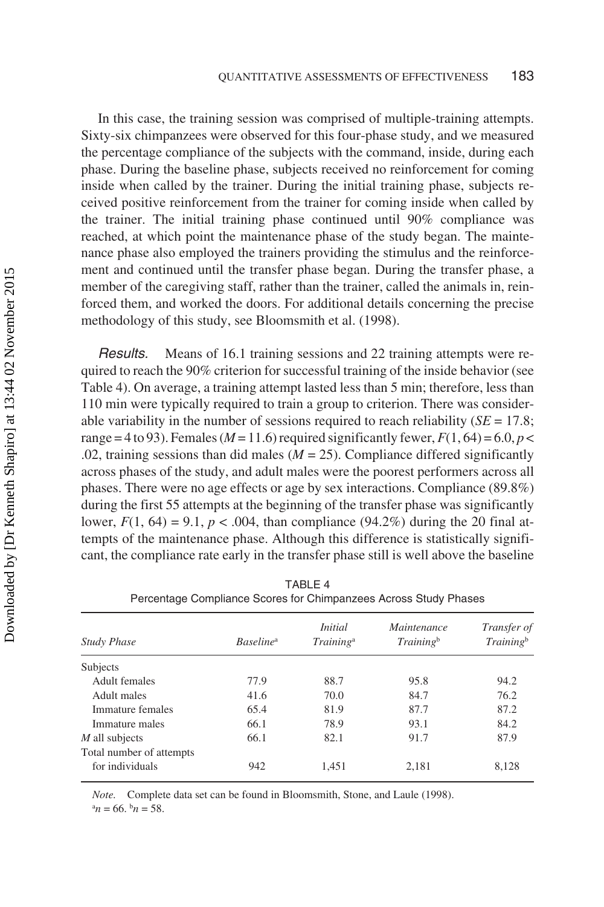In this case, the training session was comprised of multiple-training attempts. Sixty-six chimpanzees were observed for this four-phase study, and we measured the percentage compliance of the subjects with the command, inside, during each phase. During the baseline phase, subjects received no reinforcement for coming inside when called by the trainer. During the initial training phase, subjects received positive reinforcement from the trainer for coming inside when called by the trainer. The initial training phase continued until 90% compliance was reached, at which point the maintenance phase of the study began. The maintenance phase also employed the trainers providing the stimulus and the reinforcement and continued until the transfer phase began. During the transfer phase, a member of the caregiving staff, rather than the trainer, called the animals in, reinforced them, and worked the doors. For additional details concerning the precise methodology of this study, see Bloomsmith et al. (1998).

*Results.* Means of 16.1 training sessions and 22 training attempts were required to reach the 90% criterion for successful training of the inside behavior (see Table 4). On average, a training attempt lasted less than 5 min; therefore, less than 110 min were typically required to train a group to criterion. There was considerable variability in the number of sessions required to reach reliability ($SE = 17.8$; range = 4 to 93). Females ($M = 11.6$) required significantly fewer, $F(1, 64) = 6.0$, $p < .02$, training sessions than did males ($M = 25$). Compliance differed significantly across phases of the study, and adult males were the poorest performers across all phases. There were no age effects or age by sex interactions. Compliance (89.8%) during the first 55 attempts at the beginning of the transfer phase was significantly lower, $F(1, 64) = 9.1$, $p < .004$, than compliance (94.2%) during the 20 final attempts of the maintenance phase. Although this difference is statistically significant, the compliance rate early in the transfer phase still is well above the baseline

TABLE 4
Percentage Compliance Scores for Chimpanzees Across Study Phases

| *Study Phase* | *Baseline*[a] | *Initial Training*[a] | *Maintenance Training*[b] | *Transfer of Training*[b] |
|---|---|---|---|---|
| Subjects | | | | |
| Adult females | 77.9 | 88.7 | 95.8 | 94.2 |
| Adult males | 41.6 | 70.0 | 84.7 | 76.2 |
| Immature females | 65.4 | 81.9 | 87.7 | 87.2 |
| Immature males | 66.1 | 78.9 | 93.1 | 84.2 |
| *M* all subjects | 66.1 | 82.1 | 91.7 | 87.9 |
| Total number of attempts for individuals | 942 | 1,451 | 2,181 | 8,128 |

*Note.* Complete data set can be found in Bloomsmith, Stone, and Laule (1998).
[a]$n = 66$. [b]$n = 58$.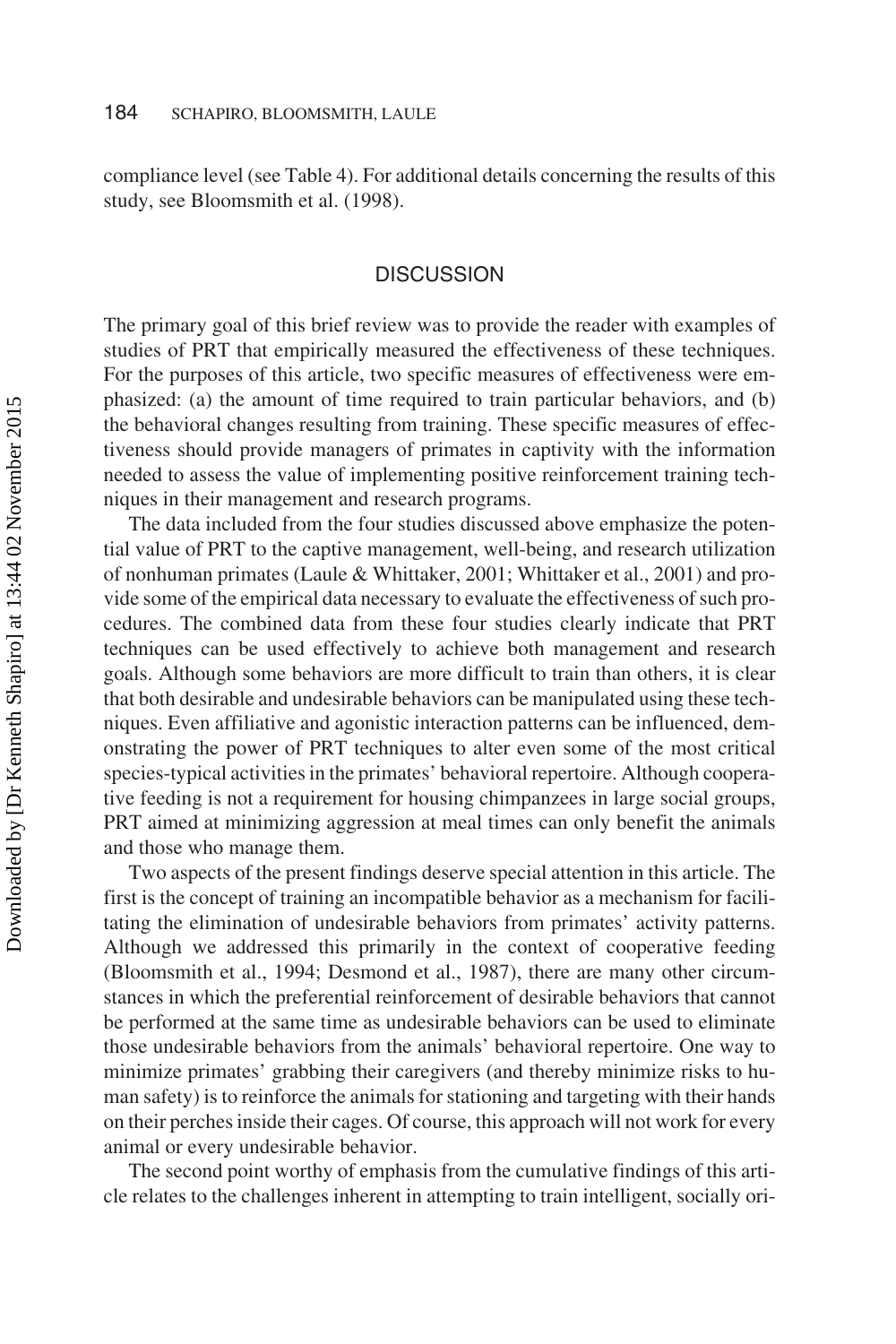compliance level (see Table 4). For additional details concerning the results of this study, see Bloomsmith et al. (1998).

## DISCUSSION

The primary goal of this brief review was to provide the reader with examples of studies of PRT that empirically measured the effectiveness of these techniques. For the purposes of this article, two specific measures of effectiveness were emphasized: (a) the amount of time required to train particular behaviors, and (b) the behavioral changes resulting from training. These specific measures of effectiveness should provide managers of primates in captivity with the information needed to assess the value of implementing positive reinforcement training techniques in their management and research programs.

The data included from the four studies discussed above emphasize the potential value of PRT to the captive management, well-being, and research utilization of nonhuman primates (Laule & Whittaker, 2001; Whittaker et al., 2001) and provide some of the empirical data necessary to evaluate the effectiveness of such procedures. The combined data from these four studies clearly indicate that PRT techniques can be used effectively to achieve both management and research goals. Although some behaviors are more difficult to train than others, it is clear that both desirable and undesirable behaviors can be manipulated using these techniques. Even affiliative and agonistic interaction patterns can be influenced, demonstrating the power of PRT techniques to alter even some of the most critical species-typical activities in the primates' behavioral repertoire. Although cooperative feeding is not a requirement for housing chimpanzees in large social groups, PRT aimed at minimizing aggression at meal times can only benefit the animals and those who manage them.

Two aspects of the present findings deserve special attention in this article. The first is the concept of training an incompatible behavior as a mechanism for facilitating the elimination of undesirable behaviors from primates' activity patterns. Although we addressed this primarily in the context of cooperative feeding (Bloomsmith et al., 1994; Desmond et al., 1987), there are many other circumstances in which the preferential reinforcement of desirable behaviors that cannot be performed at the same time as undesirable behaviors can be used to eliminate those undesirable behaviors from the animals' behavioral repertoire. One way to minimize primates' grabbing their caregivers (and thereby minimize risks to human safety) is to reinforce the animals for stationing and targeting with their hands on their perches inside their cages. Of course, this approach will not work for every animal or every undesirable behavior.

The second point worthy of emphasis from the cumulative findings of this article relates to the challenges inherent in attempting to train intelligent, socially ori-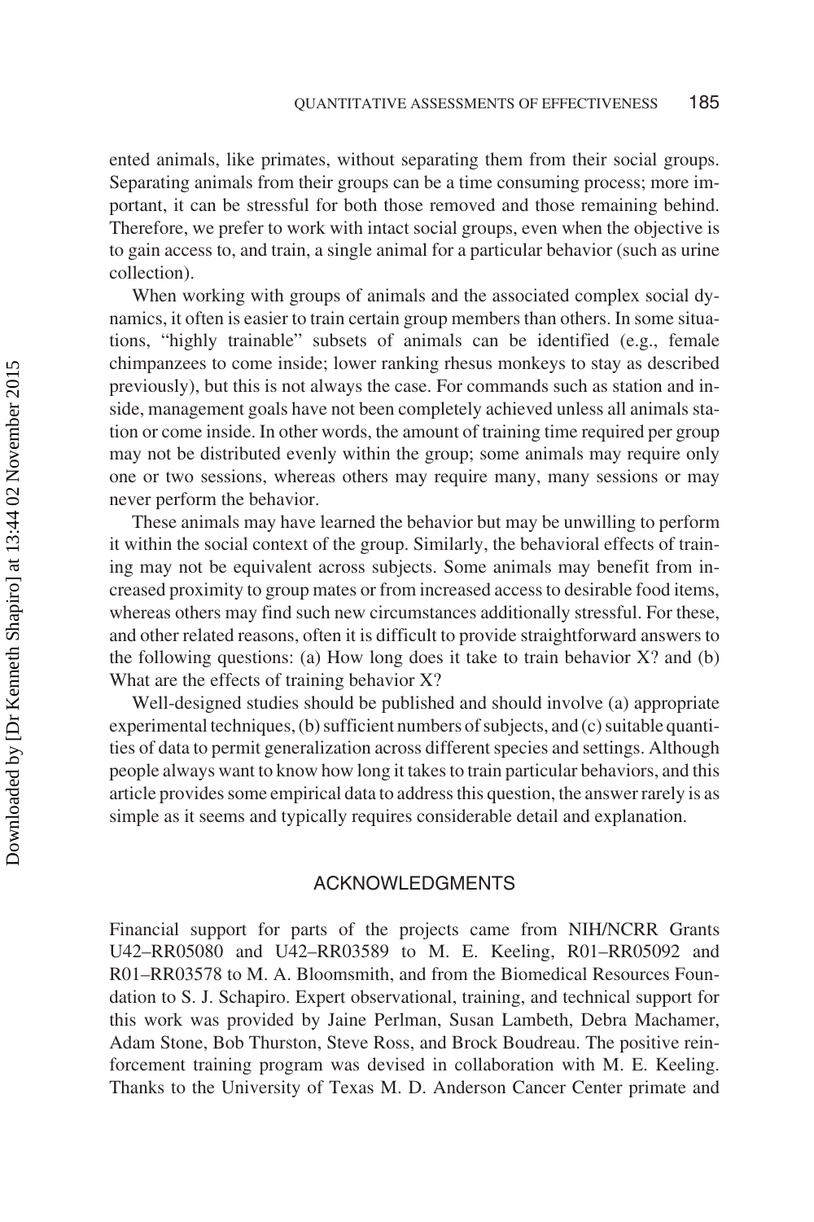ented animals, like primates, without separating them from their social groups. Separating animals from their groups can be a time consuming process; more important, it can be stressful for both those removed and those remaining behind. Therefore, we prefer to work with intact social groups, even when the objective is to gain access to, and train, a single animal for a particular behavior (such as urine collection).

When working with groups of animals and the associated complex social dynamics, it often is easier to train certain group members than others. In some situations, "highly trainable" subsets of animals can be identified (e.g., female chimpanzees to come inside; lower ranking rhesus monkeys to stay as described previously), but this is not always the case. For commands such as station and inside, management goals have not been completely achieved unless all animals station or come inside. In other words, the amount of training time required per group may not be distributed evenly within the group; some animals may require only one or two sessions, whereas others may require many, many sessions or may never perform the behavior.

These animals may have learned the behavior but may be unwilling to perform it within the social context of the group. Similarly, the behavioral effects of training may not be equivalent across subjects. Some animals may benefit from increased proximity to group mates or from increased access to desirable food items, whereas others may find such new circumstances additionally stressful. For these, and other related reasons, often it is difficult to provide straightforward answers to the following questions: (a) How long does it take to train behavior X? and (b) What are the effects of training behavior X?

Well-designed studies should be published and should involve (a) appropriate experimental techniques, (b) sufficient numbers of subjects, and (c) suitable quantities of data to permit generalization across different species and settings. Although people always want to know how long it takes to train particular behaviors, and this article provides some empirical data to address this question, the answer rarely is as simple as it seems and typically requires considerable detail and explanation.

## ACKNOWLEDGMENTS

Financial support for parts of the projects came from NIH/NCRR Grants U42–RR05080 and U42–RR03589 to M. E. Keeling, R01–RR05092 and R01–RR03578 to M. A. Bloomsmith, and from the Biomedical Resources Foundation to S. J. Schapiro. Expert observational, training, and technical support for this work was provided by Jaine Perlman, Susan Lambeth, Debra Machamer, Adam Stone, Bob Thurston, Steve Ross, and Brock Boudreau. The positive reinforcement training program was devised in collaboration with M. E. Keeling. Thanks to the University of Texas M. D. Anderson Cancer Center primate and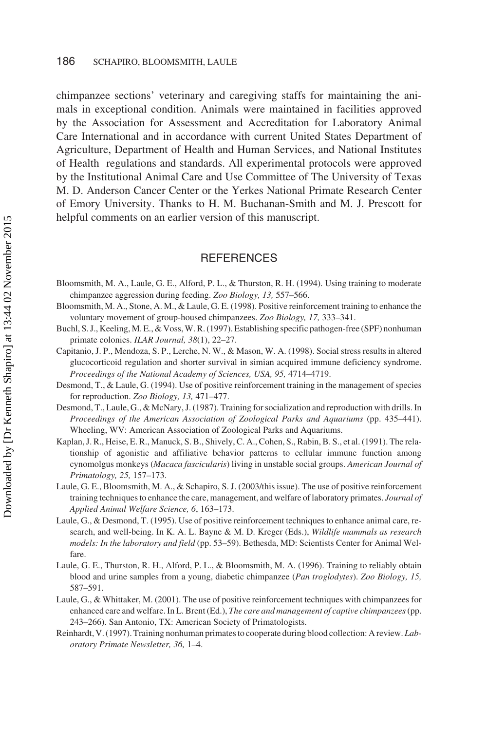chimpanzee sections' veterinary and caregiving staffs for maintaining the animals in exceptional condition. Animals were maintained in facilities approved by the Association for Assessment and Accreditation for Laboratory Animal Care International and in accordance with current United States Department of Agriculture, Department of Health and Human Services, and National Institutes of Health regulations and standards. All experimental protocols were approved by the Institutional Animal Care and Use Committee of The University of Texas M. D. Anderson Cancer Center or the Yerkes National Primate Research Center of Emory University. Thanks to H. M. Buchanan-Smith and M. J. Prescott for helpful comments on an earlier version of this manuscript.

## REFERENCES

Bloomsmith, M. A., Laule, G. E., Alford, P. L., & Thurston, R. H. (1994). Using training to moderate chimpanzee aggression during feeding. *Zoo Biology, 13,* 557–566.

Bloomsmith, M. A., Stone, A. M., & Laule, G. E. (1998). Positive reinforcement training to enhance the voluntary movement of group-housed chimpanzees. *Zoo Biology, 17,* 333–341.

Buchl, S. J., Keeling, M. E., & Voss, W. R. (1997). Establishing specific pathogen-free (SPF) nonhuman primate colonies. *ILAR Journal, 38*(1), 22–27.

Capitanio, J. P., Mendoza, S. P., Lerche, N. W., & Mason, W. A. (1998). Social stress results in altered glucocorticoid regulation and shorter survival in simian acquired immune deficiency syndrome. *Proceedings of the National Academy of Sciences, USA, 95,* 4714–4719.

Desmond, T., & Laule, G. (1994). Use of positive reinforcement training in the management of species for reproduction. *Zoo Biology, 13,* 471–477.

Desmond, T., Laule, G., & McNary, J. (1987). Training for socialization and reproduction with drills. In *Proceedings of the American Association of Zoological Parks and Aquariums* (pp. 435–441). Wheeling, WV: American Association of Zoological Parks and Aquariums.

Kaplan, J. R., Heise, E. R., Manuck, S. B., Shively, C. A., Cohen, S., Rabin, B. S., et al. (1991). The relationship of agonistic and affiliative behavior patterns to cellular immune function among cynomolgus monkeys (*Macaca fascicularis*) living in unstable social groups. *American Journal of Primatology, 25,* 157–173.

Laule, G. E., Bloomsmith, M. A., & Schapiro, S. J. (2003/this issue). The use of positive reinforcement training techniques to enhance the care, management, and welfare of laboratory primates. *Journal of Applied Animal Welfare Science, 6*, 163–173.

Laule, G., & Desmond, T. (1995). Use of positive reinforcement techniques to enhance animal care, research, and well-being. In K. A. L. Bayne & M. D. Kreger (Eds.), *Wildlife mammals as research models: In the laboratory and field* (pp. 53–59). Bethesda, MD: Scientists Center for Animal Welfare.

Laule, G. E., Thurston, R. H., Alford, P. L., & Bloomsmith, M. A. (1996). Training to reliably obtain blood and urine samples from a young, diabetic chimpanzee (*Pan troglodytes*). *Zoo Biology, 15,* 587–591.

Laule, G., & Whittaker, M. (2001). The use of positive reinforcement techniques with chimpanzees for enhanced care and welfare. In L. Brent (Ed.), *The care and management of captive chimpanzees* (pp. 243–266). San Antonio, TX: American Society of Primatologists.

Reinhardt, V. (1997). Training nonhuman primates to cooperate during blood collection: A review. *Laboratory Primate Newsletter, 36,* 1–4.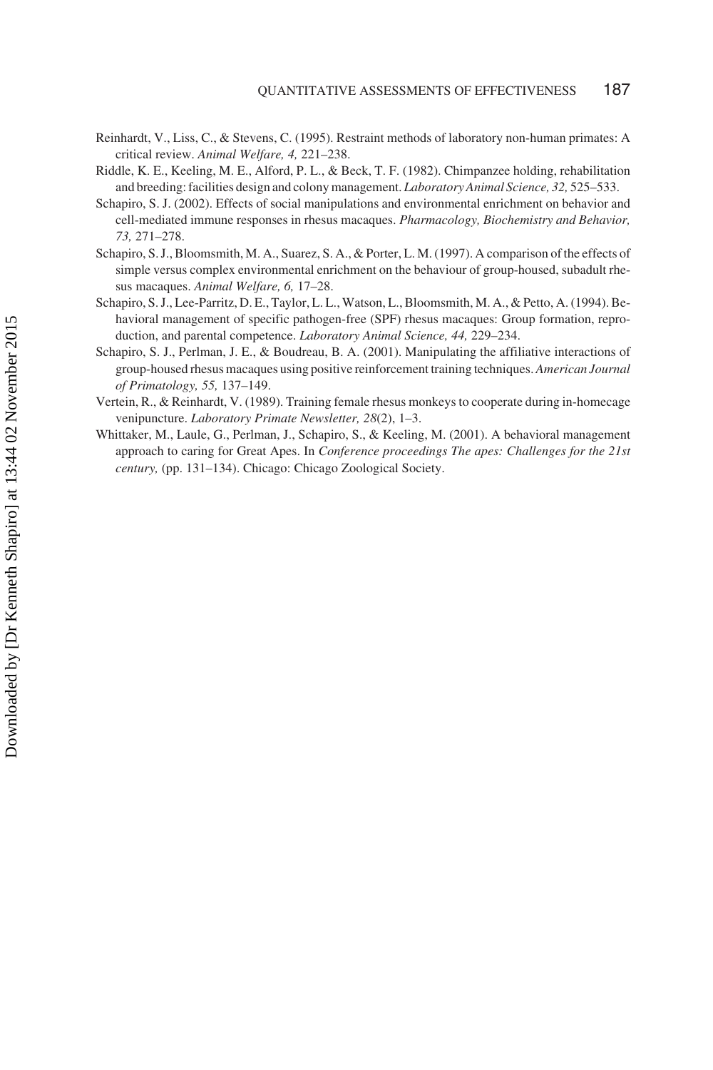Reinhardt, V., Liss, C., & Stevens, C. (1995). Restraint methods of laboratory non-human primates: A critical review. *Animal Welfare, 4,* 221–238.

Riddle, K. E., Keeling, M. E., Alford, P. L., & Beck, T. F. (1982). Chimpanzee holding, rehabilitation and breeding: facilities design and colony management. *Laboratory Animal Science, 32,* 525–533.

Schapiro, S. J. (2002). Effects of social manipulations and environmental enrichment on behavior and cell-mediated immune responses in rhesus macaques. *Pharmacology, Biochemistry and Behavior, 73,* 271–278.

Schapiro, S. J., Bloomsmith, M. A., Suarez, S. A., & Porter, L. M. (1997). A comparison of the effects of simple versus complex environmental enrichment on the behaviour of group-housed, subadult rhesus macaques. *Animal Welfare, 6,* 17–28.

Schapiro, S. J., Lee-Parritz, D. E., Taylor, L. L., Watson, L., Bloomsmith, M. A., & Petto, A. (1994). Behavioral management of specific pathogen-free (SPF) rhesus macaques: Group formation, reproduction, and parental competence. *Laboratory Animal Science, 44,* 229–234.

Schapiro, S. J., Perlman, J. E., & Boudreau, B. A. (2001). Manipulating the affiliative interactions of group-housed rhesus macaques using positive reinforcement training techniques. *American Journal of Primatology, 55,* 137–149.

Vertein, R., & Reinhardt, V. (1989). Training female rhesus monkeys to cooperate during in-homecage venipuncture. *Laboratory Primate Newsletter, 28*(2), 1–3.

Whittaker, M., Laule, G., Perlman, J., Schapiro, S., & Keeling, M. (2001). A behavioral management approach to caring for Great Apes. In *Conference proceedings The apes: Challenges for the 21st century,* (pp. 131–134). Chicago: Chicago Zoological Society.